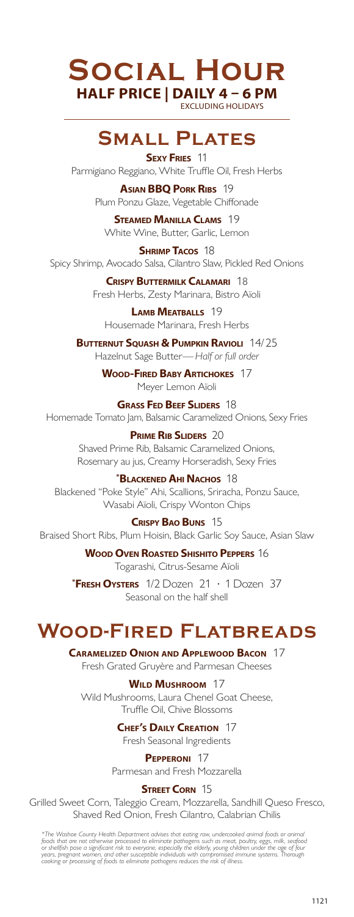# Social Hour

**HALF PRICE | DAILY 4 – 6 PM**

EXCLUDING HOLIDAYS

## Small Plates

**SEXY FRIES** 11
Parmigiano Reggiano, White Truffle Oil, Fresh Herbs

**ASIAN BBQ PORK RIBS** 19
Plum Ponzu Glaze, Vegetable Chiffonade

**STEAMED MANILLA CLAMS** 19
White Wine, Butter, Garlic, Lemon

**SHRIMP TACOS** 18
Spicy Shrimp, Avocado Salsa, Cilantro Slaw, Pickled Red Onions

**CRISPY BUTTERMILK CALAMARI** 18
Fresh Herbs, Zesty Marinara, Bistro Aïoli

**LAMB MEATBALLS** 19
Housemade Marinara, Fresh Herbs

**BUTTERNUT SQUASH & PUMPKIN RAVIOLI** 14/25
Hazelnut Sage Butter—*Half or full order*

**WOOD-FIRED BABY ARTICHOKES** 17
Meyer Lemon Aïoli

**GRASS FED BEEF SLIDERS** 18
Homemade Tomato Jam, Balsamic Caramelized Onions, Sexy Fries

**PRIME RIB SLIDERS** 20
Shaved Prime Rib, Balsamic Caramelized Onions, Rosemary au jus, Creamy Horseradish, Sexy Fries

**\*BLACKENED AHI NACHOS** 18
Blackened "Poke Style" Ahi, Scallions, Sriracha, Ponzu Sauce, Wasabi Aïoli, Crispy Wonton Chips

**CRISPY BAO BUNS** 15
Braised Short Ribs, Plum Hoisin, Black Garlic Soy Sauce, Asian Slaw

**WOOD OVEN ROASTED SHISHITO PEPPERS** 16
Togarashi, Citrus-Sesame Aïoli

**\*FRESH OYSTERS** 1/2 Dozen 21 · 1 Dozen 37
Seasonal on the half shell

## Wood-Fired Flatbreads

**CARAMELIZED ONION AND APPLEWOOD BACON** 17
Fresh Grated Gruyère and Parmesan Cheeses

**WILD MUSHROOM** 17
Wild Mushrooms, Laura Chenel Goat Cheese, Truffle Oil, Chive Blossoms

**CHEF'S DAILY CREATION** 17
Fresh Seasonal Ingredients

**PEPPERONI** 17
Parmesan and Fresh Mozzarella

**STREET CORN** 15
Grilled Sweet Corn, Taleggio Cream, Mozzarella, Sandhill Queso Fresco, Shaved Red Onion, Fresh Cilantro, Calabrian Chilis

*\*The Washoe County Health Department advises that eating raw, undercooked animal foods or animal foods that are not otherwise processed to eliminate pathogens such as meat, poultry, eggs, milk, seafood or shellfish pose a significant risk to everyone, especially the elderly, young children under the age of four years, pregnant women, and other susceptible individuals with compromised immune systems. Thorough cooking or processing of foods to eliminate pathogens reduces the risk of illness.*

1121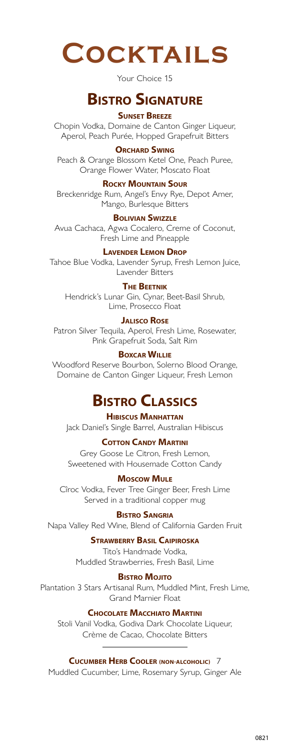# Cocktails

Your Choice 15

## Bistro Signature

### Sunset Breeze

Chopin Vodka, Domaine de Canton Ginger Liqueur, Aperol, Peach Purée, Hopped Grapefruit Bitters

### Orchard Swing

Peach & Orange Blossom Ketel One, Peach Puree, Orange Flower Water, Moscato Float

### Rocky Mountain Sour

Breckenridge Rum, Angel's Envy Rye, Depot Amer, Mango, Burlesque Bitters

### Bolivian Swizzle

Avua Cachaca, Agwa Cocalero, Creme of Coconut, Fresh Lime and Pineapple

### Lavender Lemon Drop

Tahoe Blue Vodka, Lavender Syrup, Fresh Lemon Juice, Lavender Bitters

### The Beetnik

Hendrick's Lunar Gin, Cynar, Beet-Basil Shrub, Lime, Prosecco Float

### Jalisco Rose

Patron Silver Tequila, Aperol, Fresh Lime, Rosewater, Pink Grapefruit Soda, Salt Rim

### Boxcar Willie

Woodford Reserve Bourbon, Solerno Blood Orange, Domaine de Canton Ginger Liqueur, Fresh Lemon

## Bistro Classics

### Hibiscus Manhattan

Jack Daniel's Single Barrel, Australian Hibiscus

### Cotton Candy Martini

Grey Goose Le Citron, Fresh Lemon, Sweetened with Housemade Cotton Candy

### Moscow Mule

Cîroc Vodka, Fever Tree Ginger Beer, Fresh Lime
Served in a traditional copper mug

### Bistro Sangria

Napa Valley Red Wine, Blend of California Garden Fruit

### Strawberry Basil Caipiroska

Tito's Handmade Vodka, Muddled Strawberries, Fresh Basil, Lime

### Bistro Mojito

Plantation 3 Stars Artisanal Rum, Muddled Mint, Fresh Lime, Grand Marnier Float

### Chocolate Macchiato Martini

Stoli Vanil Vodka, Godiva Dark Chocolate Liqueur, Crème de Cacao, Chocolate Bitters

---

### Cucumber Herb Cooler (non-alcoholic) 7

Muddled Cucumber, Lime, Rosemary Syrup, Ginger Ale

0821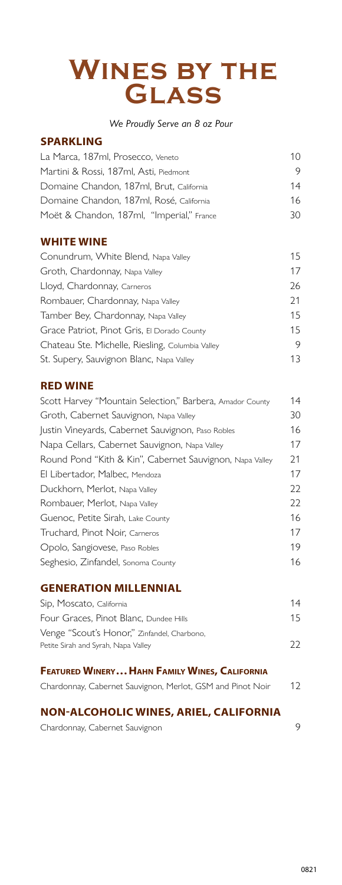# Wines by the Glass

*We Proudly Serve an 8 oz Pour*

## SPARKLING

| | |
|---|---|
| La Marca, 187ml, Prosecco, Veneto | 10 |
| Martini & Rossi, 187ml, Asti, Piedmont | 9 |
| Domaine Chandon, 187ml, Brut, California | 14 |
| Domaine Chandon, 187ml, Rosé, California | 16 |
| Moët & Chandon, 187ml, "Imperial," France | 30 |

## WHITE WINE

| | |
|---|---|
| Conundrum, White Blend, Napa Valley | 15 |
| Groth, Chardonnay, Napa Valley | 17 |
| Lloyd, Chardonnay, Carneros | 26 |
| Rombauer, Chardonnay, Napa Valley | 21 |
| Tamber Bey, Chardonnay, Napa Valley | 15 |
| Grace Patriot, Pinot Gris, El Dorado County | 15 |
| Chateau Ste. Michelle, Riesling, Columbia Valley | 9 |
| St. Supery, Sauvignon Blanc, Napa Valley | 13 |

## RED WINE

| | |
|---|---|
| Scott Harvey "Mountain Selection," Barbera, Amador County | 14 |
| Groth, Cabernet Sauvignon, Napa Valley | 30 |
| Justin Vineyards, Cabernet Sauvignon, Paso Robles | 16 |
| Napa Cellars, Cabernet Sauvignon, Napa Valley | 17 |
| Round Pond "Kith & Kin", Cabernet Sauvignon, Napa Valley | 21 |
| El Libertador, Malbec, Mendoza | 17 |
| Duckhorn, Merlot, Napa Valley | 22 |
| Rombauer, Merlot, Napa Valley | 22 |
| Guenoc, Petite Sirah, Lake County | 16 |
| Truchard, Pinot Noir, Carneros | 17 |
| Opolo, Sangiovese, Paso Robles | 19 |
| Seghesio, Zinfandel, Sonoma County | 16 |

## GENERATION MILLENNIAL

| | |
|---|---|
| Sip, Moscato, California | 14 |
| Four Graces, Pinot Blanc, Dundee Hills | 15 |
| Venge "Scout's Honor," Zinfandel, Charbono, Petite Sirah and Syrah, Napa Valley | 22 |

## FEATURED WINERY… HAHN FAMILY WINES, CALIFORNIA

| | |
|---|---|
| Chardonnay, Cabernet Sauvignon, Merlot, GSM and Pinot Noir | 12 |

## NON-ALCOHOLIC WINES, ARIEL, CALIFORNIA

| | |
|---|---|
| Chardonnay, Cabernet Sauvignon | 9 |

0821